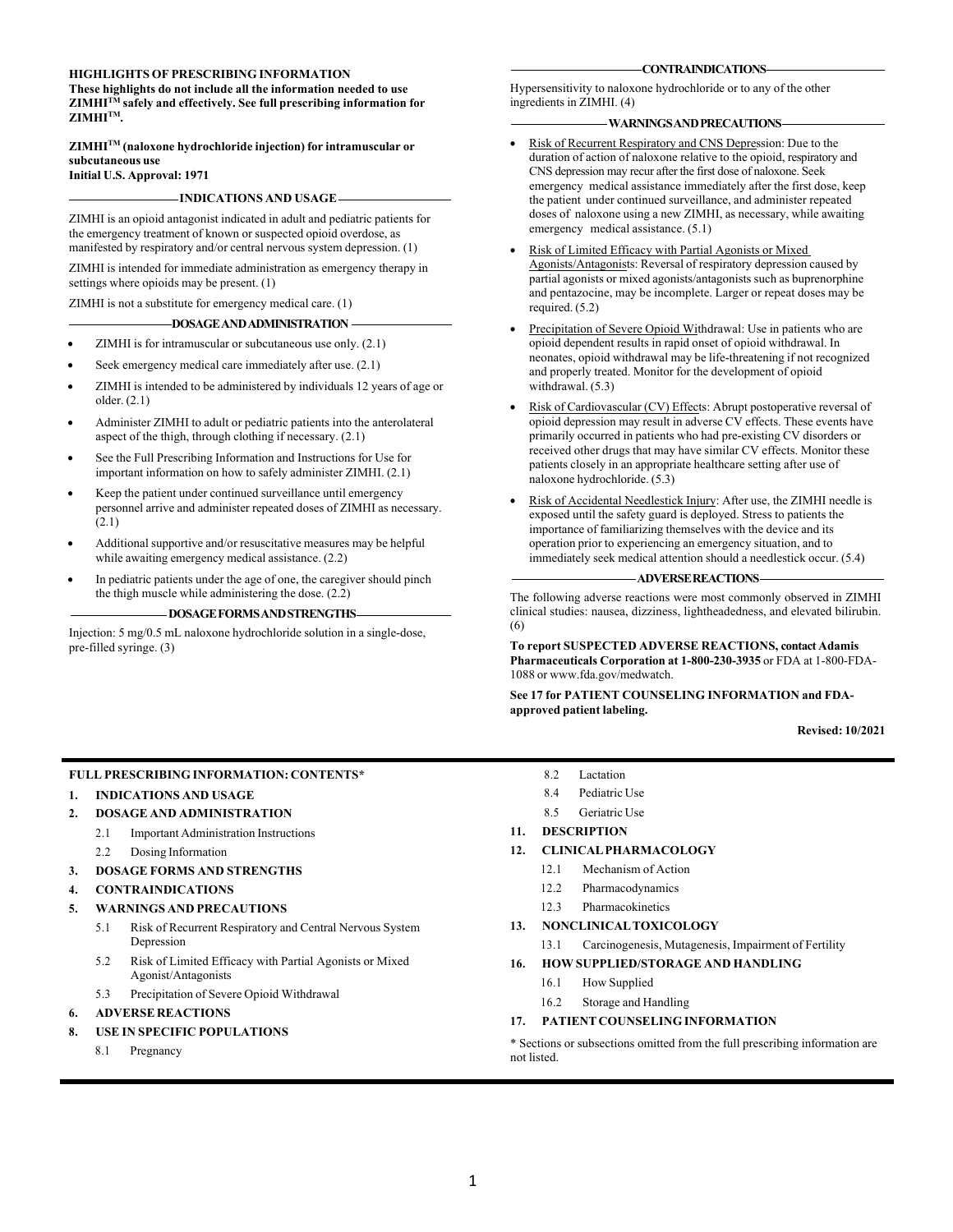**HIGHLIGHTS OF PRESCRIBING INFORMATION**
**These highlights do not include all the information needed to use ZIMHI[TM] safely and effectively. See full prescribing information for ZIMHI[TM].**

**ZIMHI[TM] (naloxone hydrochloride injection) for intramuscular or subcutaneous use**
**Initial U.S. Approval: 1971**

## INDICATIONS AND USAGE

ZIMHI is an opioid antagonist indicated in adult and pediatric patients for the emergency treatment of known or suspected opioid overdose, as manifested by respiratory and/or central nervous system depression. (1)

ZIMHI is intended for immediate administration as emergency therapy in settings where opioids may be present. (1)

ZIMHI is not a substitute for emergency medical care. (1)

## DOSAGE AND ADMINISTRATION

- ZIMHI is for intramuscular or subcutaneous use only. (2.1)
- Seek emergency medical care immediately after use. (2.1)
- ZIMHI is intended to be administered by individuals 12 years of age or older. (2.1)
- Administer ZIMHI to adult or pediatric patients into the anterolateral aspect of the thigh, through clothing if necessary. (2.1)
- See the Full Prescribing Information and Instructions for Use for important information on how to safely administer ZIMHI. (2.1)
- Keep the patient under continued surveillance until emergency personnel arrive and administer repeated doses of ZIMHI as necessary. (2.1)
- Additional supportive and/or resuscitative measures may be helpful while awaiting emergency medical assistance. (2.2)
- In pediatric patients under the age of one, the caregiver should pinch the thigh muscle while administering the dose. (2.2)

## DOSAGE FORMS AND STRENGTHS

Injection: 5 mg/0.5 mL naloxone hydrochloride solution in a single-dose, pre-filled syringe. (3)

## CONTRAINDICATIONS

Hypersensitivity to naloxone hydrochloride or to any of the other ingredients in ZIMHI. (4)

## WARNINGS AND PRECAUTIONS

- Risk of Recurrent Respiratory and CNS Depression: Due to the duration of action of naloxone relative to the opioid, respiratory and CNS depression may recur after the first dose of naloxone. Seek emergency medical assistance immediately after the first dose, keep the patient under continued surveillance, and administer repeated doses of naloxone using a new ZIMHI, as necessary, while awaiting emergency medical assistance. (5.1)
- Risk of Limited Efficacy with Partial Agonists or Mixed Agonists/Antagonists: Reversal of respiratory depression caused by partial agonists or mixed agonists/antagonists such as buprenorphine and pentazocine, may be incomplete. Larger or repeat doses may be required. (5.2)
- Precipitation of Severe Opioid Withdrawal: Use in patients who are opioid dependent results in rapid onset of opioid withdrawal. In neonates, opioid withdrawal may be life-threatening if not recognized and properly treated. Monitor for the development of opioid withdrawal. (5.3)
- Risk of Cardiovascular (CV) Effects: Abrupt postoperative reversal of opioid depression may result in adverse CV effects. These events have primarily occurred in patients who had pre-existing CV disorders or received other drugs that may have similar CV effects. Monitor these patients closely in an appropriate healthcare setting after use of naloxone hydrochloride. (5.3)
- Risk of Accidental Needlestick Injury: After use, the ZIMHI needle is exposed until the safety guard is deployed. Stress to patients the importance of familiarizing themselves with the device and its operation prior to experiencing an emergency situation, and to immediately seek medical attention should a needlestick occur. (5.4)

## ADVERSE REACTIONS

The following adverse reactions were most commonly observed in ZIMHI clinical studies: nausea, dizziness, lightheadedness, and elevated bilirubin. (6)

**To report SUSPECTED ADVERSE REACTIONS, contact Adamis Pharmaceuticals Corporation at 1-800-230-3935** or FDA at 1-800-FDA-1088 or www.fda.gov/medwatch.

**See 17 for PATIENT COUNSELING INFORMATION and FDA-approved patient labeling.**

**Revised: 10/2021**

---

**FULL PRESCRIBING INFORMATION: CONTENTS***

**1. INDICATIONS AND USAGE**
**2. DOSAGE AND ADMINISTRATION**
- 2.1 Important Administration Instructions
- 2.2 Dosing Information

**3. DOSAGE FORMS AND STRENGTHS**
**4. CONTRAINDICATIONS**
**5. WARNINGS AND PRECAUTIONS**
- 5.1 Risk of Recurrent Respiratory and Central Nervous System Depression
- 5.2 Risk of Limited Efficacy with Partial Agonists or Mixed Agonist/Antagonists
- 5.3 Precipitation of Severe Opioid Withdrawal

**6. ADVERSE REACTIONS**
**8. USE IN SPECIFIC POPULATIONS**
- 8.1 Pregnancy
- 8.2 Lactation
- 8.4 Pediatric Use
- 8.5 Geriatric Use

**11. DESCRIPTION**
**12. CLINICAL PHARMACOLOGY**
- 12.1 Mechanism of Action
- 12.2 Pharmacodynamics
- 12.3 Pharmacokinetics

**13. NONCLINICAL TOXICOLOGY**
- 13.1 Carcinogenesis, Mutagenesis, Impairment of Fertility

**16. HOW SUPPLIED/STORAGE AND HANDLING**
- 16.1 How Supplied
- 16.2 Storage and Handling

**17. PATIENT COUNSELING INFORMATION**

* Sections or subsections omitted from the full prescribing information are not listed.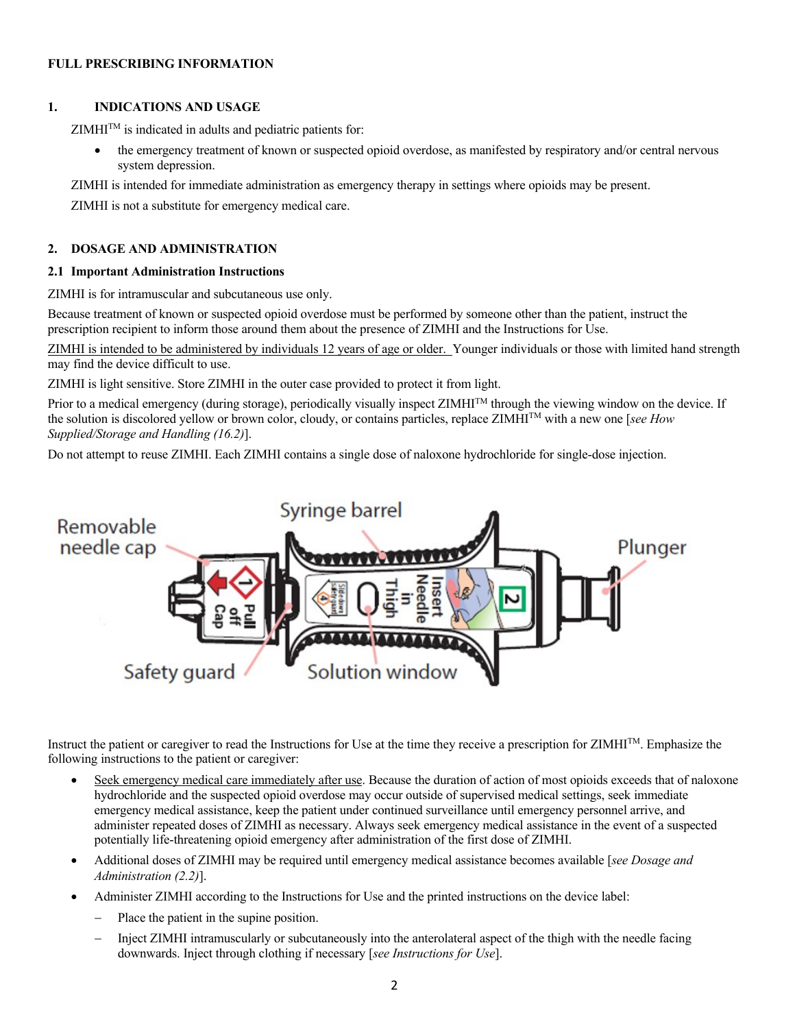**FULL PRESCRIBING INFORMATION**

## 1. INDICATIONS AND USAGE

ZIMHI™ is indicated in adults and pediatric patients for:

- the emergency treatment of known or suspected opioid overdose, as manifested by respiratory and/or central nervous system depression.

ZIMHI is intended for immediate administration as emergency therapy in settings where opioids may be present.

ZIMHI is not a substitute for emergency medical care.

## 2. DOSAGE AND ADMINISTRATION

### 2.1 Important Administration Instructions

ZIMHI is for intramuscular and subcutaneous use only.

Because treatment of known or suspected opioid overdose must be performed by someone other than the patient, instruct the prescription recipient to inform those around them about the presence of ZIMHI and the Instructions for Use.

<u>ZIMHI is intended to be administered by individuals 12 years of age or older.</u> Younger individuals or those with limited hand strength may find the device difficult to use.

ZIMHI is light sensitive. Store ZIMHI in the outer case provided to protect it from light.

Prior to a medical emergency (during storage), periodically visually inspect ZIMHI™ through the viewing window on the device. If the solution is discolored yellow or brown color, cloudy, or contains particles, replace ZIMHI™ with a new one [*see How Supplied/Storage and Handling (16.2)*].

Do not attempt to reuse ZIMHI. Each ZIMHI contains a single dose of naloxone hydrochloride for single-dose injection.

Removable needle cap | Syringe barrel | Plunger | Safety guard | Solution window

Instruct the patient or caregiver to read the Instructions for Use at the time they receive a prescription for ZIMHI™. Emphasize the following instructions to the patient or caregiver:

- <u>Seek emergency medical care immediately after use</u>. Because the duration of action of most opioids exceeds that of naloxone hydrochloride and the suspected opioid overdose may occur outside of supervised medical settings, seek immediate emergency medical assistance, keep the patient under continued surveillance until emergency personnel arrive, and administer repeated doses of ZIMHI as necessary. Always seek emergency medical assistance in the event of a suspected potentially life-threatening opioid emergency after administration of the first dose of ZIMHI.
- Additional doses of ZIMHI may be required until emergency medical assistance becomes available [*see Dosage and Administration (2.2)*].
- Administer ZIMHI according to the Instructions for Use and the printed instructions on the device label:
  - Place the patient in the supine position.
  - Inject ZIMHI intramuscularly or subcutaneously into the anterolateral aspect of the thigh with the needle facing downwards. Inject through clothing if necessary [*see Instructions for Use*].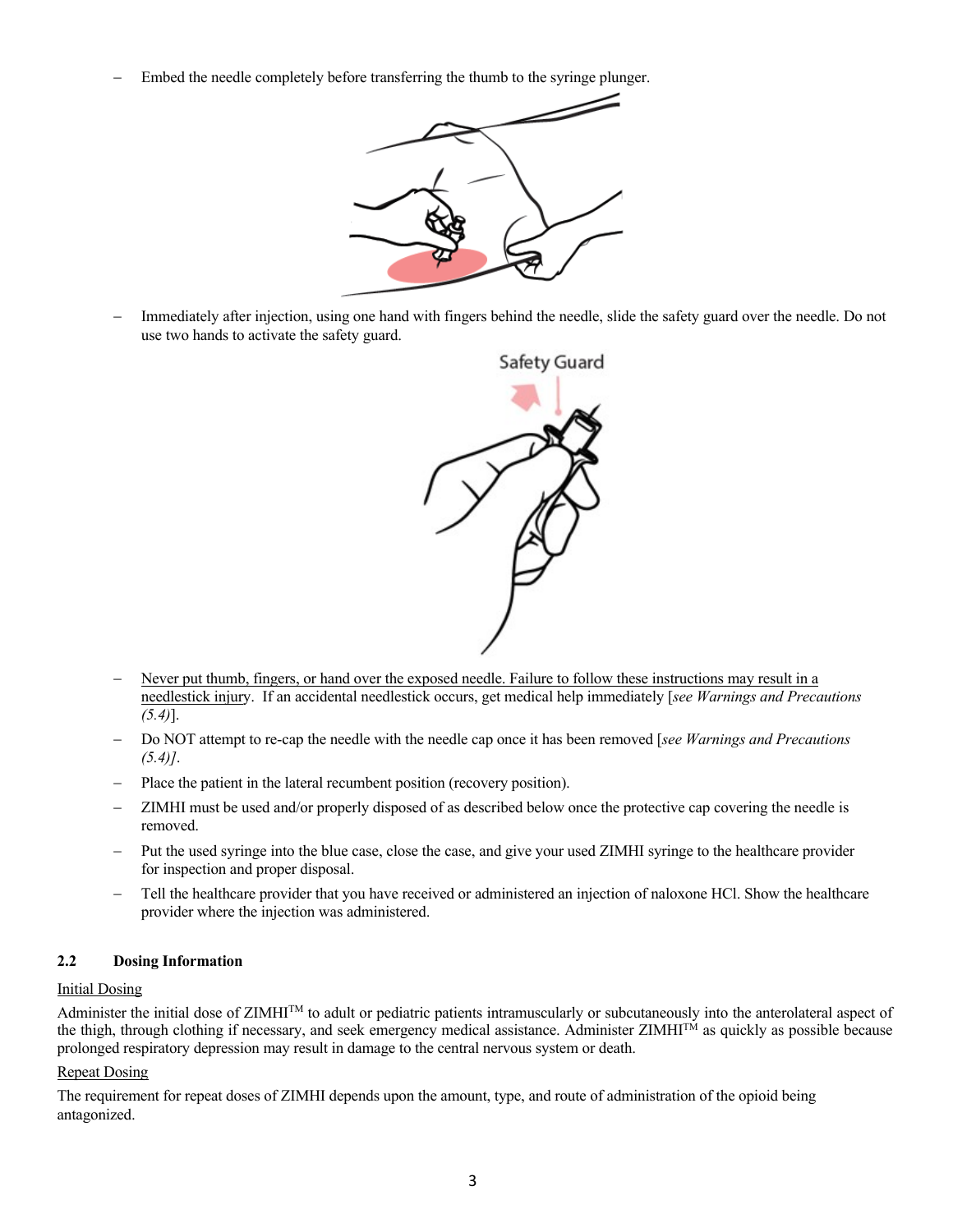– Embed the needle completely before transferring the thumb to the syringe plunger.

– Immediately after injection, using one hand with fingers behind the needle, slide the safety guard over the needle. Do not use two hands to activate the safety guard.

– Never put thumb, fingers, or hand over the exposed needle. Failure to follow these instructions may result in a needlestick injury. If an accidental needlestick occurs, get medical help immediately [*see Warnings and Precautions (5.4)*].

– Do NOT attempt to re-cap the needle with the needle cap once it has been removed [*see Warnings and Precautions (5.4)]*.

– Place the patient in the lateral recumbent position (recovery position).

– ZIMHI must be used and/or properly disposed of as described below once the protective cap covering the needle is removed.

– Put the used syringe into the blue case, close the case, and give your used ZIMHI syringe to the healthcare provider for inspection and proper disposal.

– Tell the healthcare provider that you have received or administered an injection of naloxone HCl. Show the healthcare provider where the injection was administered.

### 2.2 Dosing Information

Initial Dosing

Administer the initial dose of ZIMHI™ to adult or pediatric patients intramuscularly or subcutaneously into the anterolateral aspect of the thigh, through clothing if necessary, and seek emergency medical assistance. Administer ZIMHI™ as quickly as possible because prolonged respiratory depression may result in damage to the central nervous system or death.

Repeat Dosing

The requirement for repeat doses of ZIMHI depends upon the amount, type, and route of administration of the opioid being antagonized.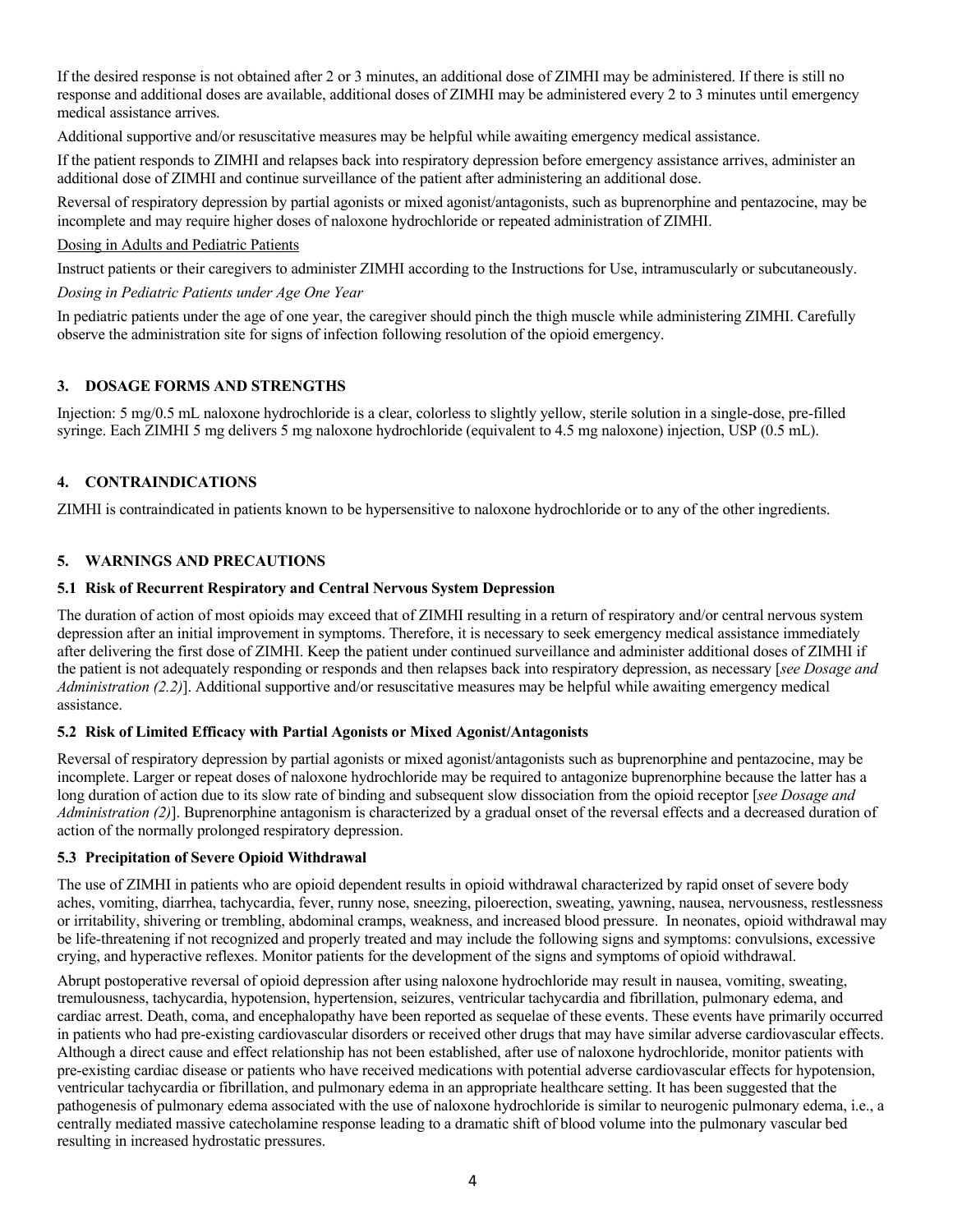If the desired response is not obtained after 2 or 3 minutes, an additional dose of ZIMHI may be administered. If there is still no response and additional doses are available, additional doses of ZIMHI may be administered every 2 to 3 minutes until emergency medical assistance arrives.

Additional supportive and/or resuscitative measures may be helpful while awaiting emergency medical assistance.

If the patient responds to ZIMHI and relapses back into respiratory depression before emergency assistance arrives, administer an additional dose of ZIMHI and continue surveillance of the patient after administering an additional dose.

Reversal of respiratory depression by partial agonists or mixed agonist/antagonists, such as buprenorphine and pentazocine, may be incomplete and may require higher doses of naloxone hydrochloride or repeated administration of ZIMHI.

Dosing in Adults and Pediatric Patients

Instruct patients or their caregivers to administer ZIMHI according to the Instructions for Use, intramuscularly or subcutaneously.

*Dosing in Pediatric Patients under Age One Year*

In pediatric patients under the age of one year, the caregiver should pinch the thigh muscle while administering ZIMHI. Carefully observe the administration site for signs of infection following resolution of the opioid emergency.

## 3. DOSAGE FORMS AND STRENGTHS

Injection: 5 mg/0.5 mL naloxone hydrochloride is a clear, colorless to slightly yellow, sterile solution in a single-dose, pre-filled syringe. Each ZIMHI 5 mg delivers 5 mg naloxone hydrochloride (equivalent to 4.5 mg naloxone) injection, USP (0.5 mL).

## 4. CONTRAINDICATIONS

ZIMHI is contraindicated in patients known to be hypersensitive to naloxone hydrochloride or to any of the other ingredients.

## 5. WARNINGS AND PRECAUTIONS

### 5.1 Risk of Recurrent Respiratory and Central Nervous System Depression

The duration of action of most opioids may exceed that of ZIMHI resulting in a return of respiratory and/or central nervous system depression after an initial improvement in symptoms. Therefore, it is necessary to seek emergency medical assistance immediately after delivering the first dose of ZIMHI. Keep the patient under continued surveillance and administer additional doses of ZIMHI if the patient is not adequately responding or responds and then relapses back into respiratory depression, as necessary [*see Dosage and Administration (2.2)*]. Additional supportive and/or resuscitative measures may be helpful while awaiting emergency medical assistance.

### 5.2 Risk of Limited Efficacy with Partial Agonists or Mixed Agonist/Antagonists

Reversal of respiratory depression by partial agonists or mixed agonist/antagonists such as buprenorphine and pentazocine, may be incomplete. Larger or repeat doses of naloxone hydrochloride may be required to antagonize buprenorphine because the latter has a long duration of action due to its slow rate of binding and subsequent slow dissociation from the opioid receptor [*see Dosage and Administration (2)*]. Buprenorphine antagonism is characterized by a gradual onset of the reversal effects and a decreased duration of action of the normally prolonged respiratory depression.

### 5.3 Precipitation of Severe Opioid Withdrawal

The use of ZIMHI in patients who are opioid dependent results in opioid withdrawal characterized by rapid onset of severe body aches, vomiting, diarrhea, tachycardia, fever, runny nose, sneezing, piloerection, sweating, yawning, nausea, nervousness, restlessness or irritability, shivering or trembling, abdominal cramps, weakness, and increased blood pressure. In neonates, opioid withdrawal may be life-threatening if not recognized and properly treated and may include the following signs and symptoms: convulsions, excessive crying, and hyperactive reflexes. Monitor patients for the development of the signs and symptoms of opioid withdrawal.

Abrupt postoperative reversal of opioid depression after using naloxone hydrochloride may result in nausea, vomiting, sweating, tremulousness, tachycardia, hypotension, hypertension, seizures, ventricular tachycardia and fibrillation, pulmonary edema, and cardiac arrest. Death, coma, and encephalopathy have been reported as sequelae of these events. These events have primarily occurred in patients who had pre-existing cardiovascular disorders or received other drugs that may have similar adverse cardiovascular effects. Although a direct cause and effect relationship has not been established, after use of naloxone hydrochloride, monitor patients with pre-existing cardiac disease or patients who have received medications with potential adverse cardiovascular effects for hypotension, ventricular tachycardia or fibrillation, and pulmonary edema in an appropriate healthcare setting. It has been suggested that the pathogenesis of pulmonary edema associated with the use of naloxone hydrochloride is similar to neurogenic pulmonary edema, i.e., a centrally mediated massive catecholamine response leading to a dramatic shift of blood volume into the pulmonary vascular bed resulting in increased hydrostatic pressures.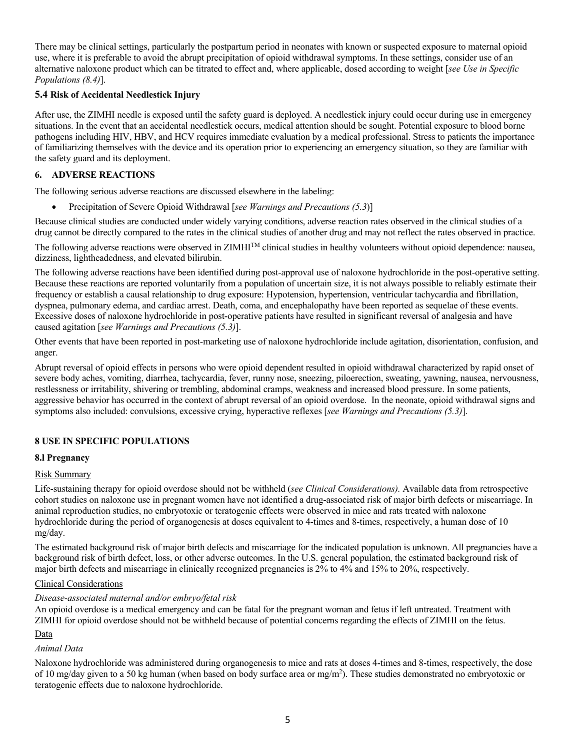There may be clinical settings, particularly the postpartum period in neonates with known or suspected exposure to maternal opioid use, where it is preferable to avoid the abrupt precipitation of opioid withdrawal symptoms. In these settings, consider use of an alternative naloxone product which can be titrated to effect and, where applicable, dosed according to weight [*see Use in Specific Populations (8.4)*].

### 5.4 Risk of Accidental Needlestick Injury

After use, the ZIMHI needle is exposed until the safety guard is deployed. A needlestick injury could occur during use in emergency situations. In the event that an accidental needlestick occurs, medical attention should be sought. Potential exposure to blood borne pathogens including HIV, HBV, and HCV requires immediate evaluation by a medical professional. Stress to patients the importance of familiarizing themselves with the device and its operation prior to experiencing an emergency situation, so they are familiar with the safety guard and its deployment.

## 6. ADVERSE REACTIONS

The following serious adverse reactions are discussed elsewhere in the labeling:

- Precipitation of Severe Opioid Withdrawal [*see Warnings and Precautions (5.3)*]

Because clinical studies are conducted under widely varying conditions, adverse reaction rates observed in the clinical studies of a drug cannot be directly compared to the rates in the clinical studies of another drug and may not reflect the rates observed in practice.

The following adverse reactions were observed in ZIMHI™ clinical studies in healthy volunteers without opioid dependence: nausea, dizziness, lightheadedness, and elevated bilirubin.

The following adverse reactions have been identified during post-approval use of naloxone hydrochloride in the post-operative setting. Because these reactions are reported voluntarily from a population of uncertain size, it is not always possible to reliably estimate their frequency or establish a causal relationship to drug exposure: Hypotension, hypertension, ventricular tachycardia and fibrillation, dyspnea, pulmonary edema, and cardiac arrest. Death, coma, and encephalopathy have been reported as sequelae of these events. Excessive doses of naloxone hydrochloride in post-operative patients have resulted in significant reversal of analgesia and have caused agitation [*see Warnings and Precautions (5.3)*].

Other events that have been reported in post-marketing use of naloxone hydrochloride include agitation, disorientation, confusion, and anger.

Abrupt reversal of opioid effects in persons who were opioid dependent resulted in opioid withdrawal characterized by rapid onset of severe body aches, vomiting, diarrhea, tachycardia, fever, runny nose, sneezing, piloerection, sweating, yawning, nausea, nervousness, restlessness or irritability, shivering or trembling, abdominal cramps, weakness and increased blood pressure. In some patients, aggressive behavior has occurred in the context of abrupt reversal of an opioid overdose. In the neonate, opioid withdrawal signs and symptoms also included: convulsions, excessive crying, hyperactive reflexes [*see Warnings and Precautions (5.3)*].

## 8 USE IN SPECIFIC POPULATIONS

### 8.l Pregnancy

Risk Summary

Life-sustaining therapy for opioid overdose should not be withheld (*see Clinical Considerations).* Available data from retrospective cohort studies on naloxone use in pregnant women have not identified a drug-associated risk of major birth defects or miscarriage. In animal reproduction studies, no embryotoxic or teratogenic effects were observed in mice and rats treated with naloxone hydrochloride during the period of organogenesis at doses equivalent to 4-times and 8-times, respectively, a human dose of 10 mg/day.

The estimated background risk of major birth defects and miscarriage for the indicated population is unknown. All pregnancies have a background risk of birth defect, loss, or other adverse outcomes. In the U.S. general population, the estimated background risk of major birth defects and miscarriage in clinically recognized pregnancies is 2% to 4% and 15% to 20%, respectively.

Clinical Considerations

*Disease-associated maternal and/or embryo/fetal risk*

An opioid overdose is a medical emergency and can be fatal for the pregnant woman and fetus if left untreated. Treatment with ZIMHI for opioid overdose should not be withheld because of potential concerns regarding the effects of ZIMHI on the fetus.

Data

*Animal Data*

Naloxone hydrochloride was administered during organogenesis to mice and rats at doses 4-times and 8-times, respectively, the dose of 10 mg/day given to a 50 kg human (when based on body surface area or $mg/m^2$). These studies demonstrated no embryotoxic or teratogenic effects due to naloxone hydrochloride.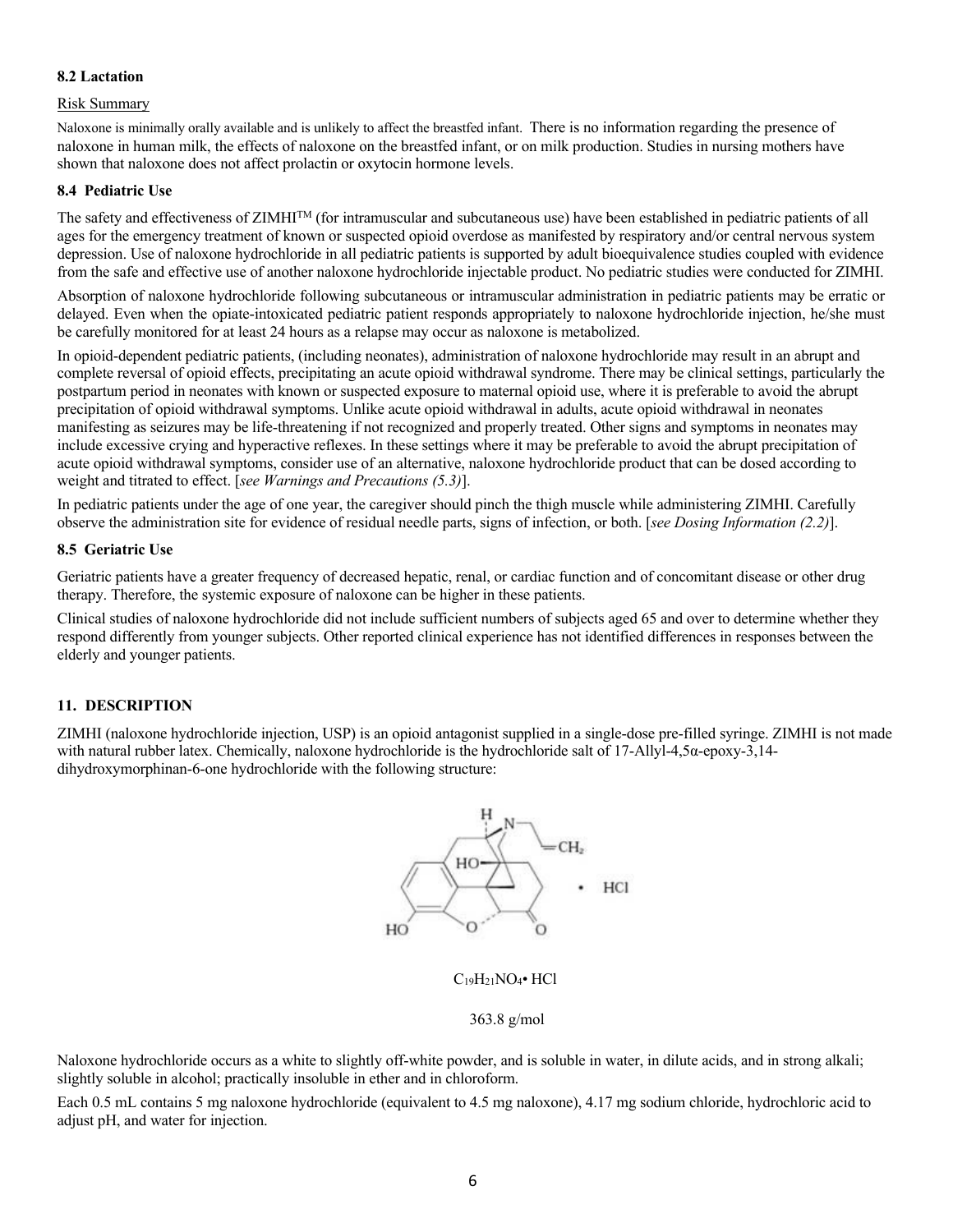### 8.2 Lactation

Risk Summary

Naloxone is minimally orally available and is unlikely to affect the breastfed infant. There is no information regarding the presence of naloxone in human milk, the effects of naloxone on the breastfed infant, or on milk production. Studies in nursing mothers have shown that naloxone does not affect prolactin or oxytocin hormone levels.

### 8.4 Pediatric Use

The safety and effectiveness of ZIMHI™ (for intramuscular and subcutaneous use) have been established in pediatric patients of all ages for the emergency treatment of known or suspected opioid overdose as manifested by respiratory and/or central nervous system depression. Use of naloxone hydrochloride in all pediatric patients is supported by adult bioequivalence studies coupled with evidence from the safe and effective use of another naloxone hydrochloride injectable product. No pediatric studies were conducted for ZIMHI.

Absorption of naloxone hydrochloride following subcutaneous or intramuscular administration in pediatric patients may be erratic or delayed. Even when the opiate-intoxicated pediatric patient responds appropriately to naloxone hydrochloride injection, he/she must be carefully monitored for at least 24 hours as a relapse may occur as naloxone is metabolized.

In opioid-dependent pediatric patients, (including neonates), administration of naloxone hydrochloride may result in an abrupt and complete reversal of opioid effects, precipitating an acute opioid withdrawal syndrome. There may be clinical settings, particularly the postpartum period in neonates with known or suspected exposure to maternal opioid use, where it is preferable to avoid the abrupt precipitation of opioid withdrawal symptoms. Unlike acute opioid withdrawal in adults, acute opioid withdrawal in neonates manifesting as seizures may be life-threatening if not recognized and properly treated. Other signs and symptoms in neonates may include excessive crying and hyperactive reflexes. In these settings where it may be preferable to avoid the abrupt precipitation of acute opioid withdrawal symptoms, consider use of an alternative, naloxone hydrochloride product that can be dosed according to weight and titrated to effect. [*see Warnings and Precautions (5.3)*].

In pediatric patients under the age of one year, the caregiver should pinch the thigh muscle while administering ZIMHI. Carefully observe the administration site for evidence of residual needle parts, signs of infection, or both. [*see Dosing Information (2.2)*].

### 8.5 Geriatric Use

Geriatric patients have a greater frequency of decreased hepatic, renal, or cardiac function and of concomitant disease or other drug therapy. Therefore, the systemic exposure of naloxone can be higher in these patients.

Clinical studies of naloxone hydrochloride did not include sufficient numbers of subjects aged 65 and over to determine whether they respond differently from younger subjects. Other reported clinical experience has not identified differences in responses between the elderly and younger patients.

## 11. DESCRIPTION

ZIMHI (naloxone hydrochloride injection, USP) is an opioid antagonist supplied in a single-dose pre-filled syringe. ZIMHI is not made with natural rubber latex. Chemically, naloxone hydrochloride is the hydrochloride salt of 17-Allyl-4,5α-epoxy-3,14-dihydroxymorphinan-6-one hydrochloride with the following structure:

$C_{19}H_{21}NO_4$• HCl

363.8 g/mol

Naloxone hydrochloride occurs as a white to slightly off-white powder, and is soluble in water, in dilute acids, and in strong alkali; slightly soluble in alcohol; practically insoluble in ether and in chloroform.

Each 0.5 mL contains 5 mg naloxone hydrochloride (equivalent to 4.5 mg naloxone), 4.17 mg sodium chloride, hydrochloric acid to adjust pH, and water for injection.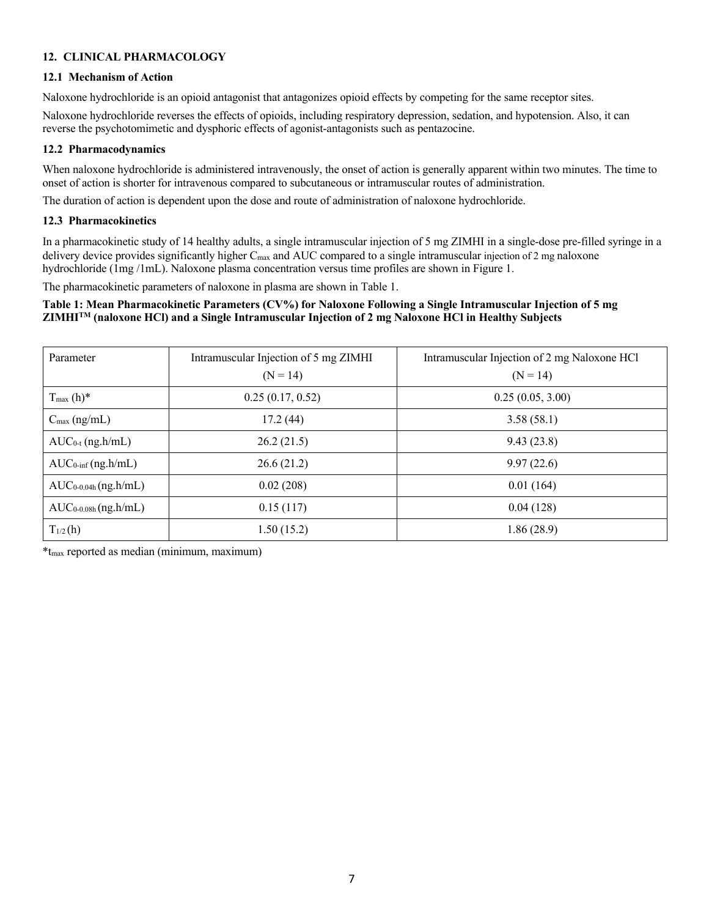## 12. CLINICAL PHARMACOLOGY

### 12.1 Mechanism of Action

Naloxone hydrochloride is an opioid antagonist that antagonizes opioid effects by competing for the same receptor sites.

Naloxone hydrochloride reverses the effects of opioids, including respiratory depression, sedation, and hypotension. Also, it can reverse the psychotomimetic and dysphoric effects of agonist-antagonists such as pentazocine.

### 12.2 Pharmacodynamics

When naloxone hydrochloride is administered intravenously, the onset of action is generally apparent within two minutes. The time to onset of action is shorter for intravenous compared to subcutaneous or intramuscular routes of administration.

The duration of action is dependent upon the dose and route of administration of naloxone hydrochloride.

### 12.3 Pharmacokinetics

In a pharmacokinetic study of 14 healthy adults, a single intramuscular injection of 5 mg ZIMHI in a single-dose pre-filled syringe in a delivery device provides significantly higher $C_{max}$ and AUC compared to a single intramuscular injection of 2 mg naloxone hydrochloride (1mg /1mL). Naloxone plasma concentration versus time profiles are shown in Figure 1.

The pharmacokinetic parameters of naloxone in plasma are shown in Table 1.

**Table 1: Mean Pharmacokinetic Parameters (CV%) for Naloxone Following a Single Intramuscular Injection of 5 mg ZIMHI™ (naloxone HCl) and a Single Intramuscular Injection of 2 mg Naloxone HCl in Healthy Subjects**

| Parameter | Intramuscular Injection of 5 mg ZIMHI (N = 14) | Intramuscular Injection of 2 mg Naloxone HCl (N = 14) |
|---|---|---|
| $T_{max}$ (h)* | 0.25 (0.17, 0.52) | 0.25 (0.05, 3.00) |
| $C_{max}$ (ng/mL) | 17.2 (44) | 3.58 (58.1) |
| $AUC_{0-t}$ (ng.h/mL) | 26.2 (21.5) | 9.43 (23.8) |
| $AUC_{0-inf}$ (ng.h/mL) | 26.6 (21.2) | 9.97 (22.6) |
| $AUC_{0-0.04h}$ (ng.h/mL) | 0.02 (208) | 0.01 (164) |
| $AUC_{0-0.08h}$ (ng.h/mL) | 0.15 (117) | 0.04 (128) |
| $T_{1/2}$ (h) | 1.50 (15.2) | 1.86 (28.9) |

*$t_{max}$ reported as median (minimum, maximum)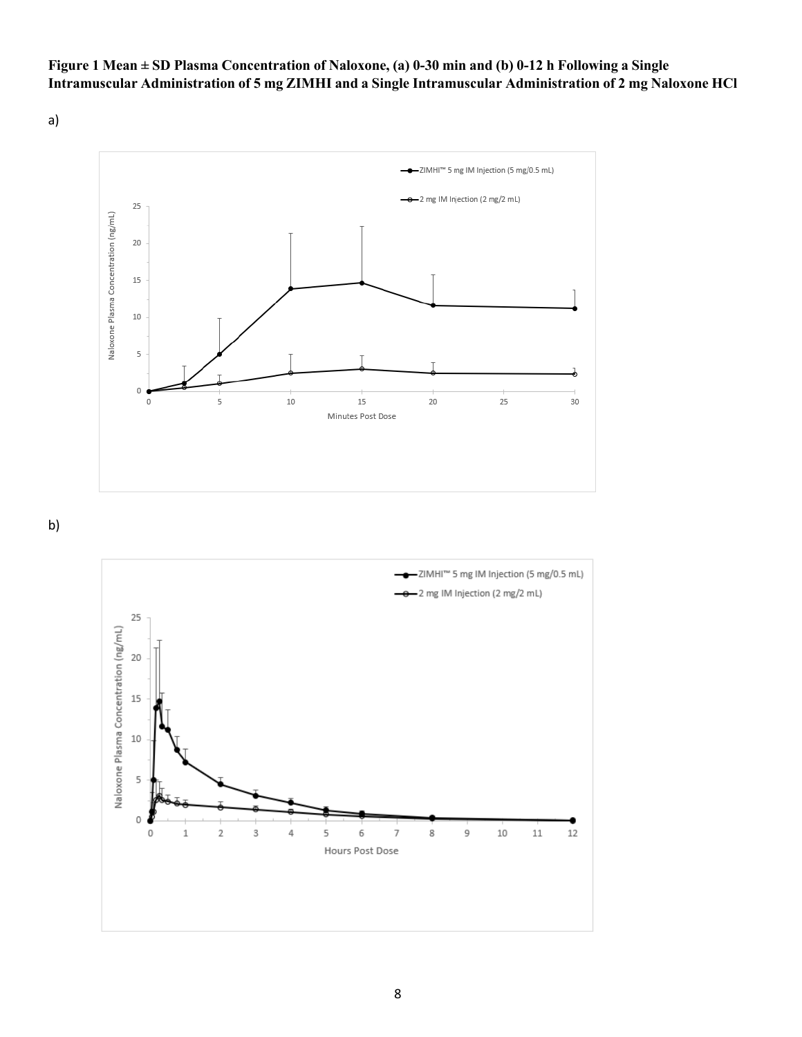**Figure 1 Mean ± SD Plasma Concentration of Naloxone, (a) 0-30 min and (b) 0-12 h Following a Single Intramuscular Administration of 5 mg ZIMHI and a Single Intramuscular Administration of 2 mg Naloxone HCl**

a)

b)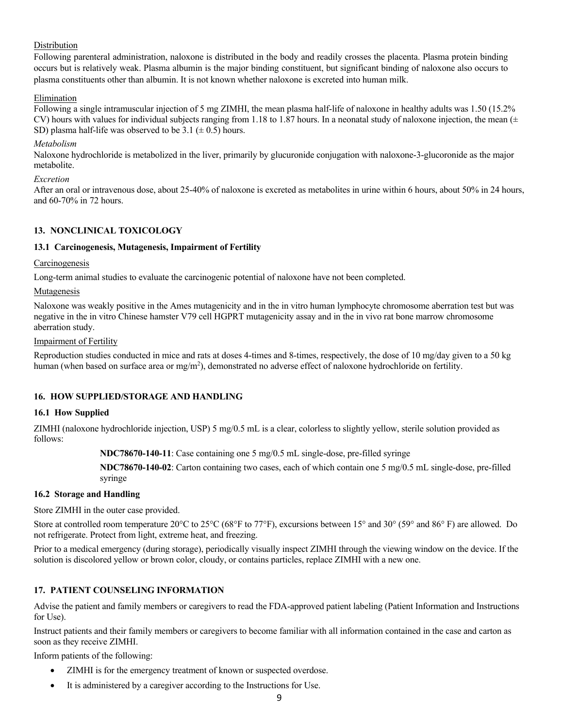Distribution

Following parenteral administration, naloxone is distributed in the body and readily crosses the placenta. Plasma protein binding occurs but is relatively weak. Plasma albumin is the major binding constituent, but significant binding of naloxone also occurs to plasma constituents other than albumin. It is not known whether naloxone is excreted into human milk.

Elimination

Following a single intramuscular injection of 5 mg ZIMHI, the mean plasma half-life of naloxone in healthy adults was 1.50 (15.2% CV) hours with values for individual subjects ranging from 1.18 to 1.87 hours. In a neonatal study of naloxone injection, the mean (± SD) plasma half-life was observed to be 3.1 (± 0.5) hours.

*Metabolism*

Naloxone hydrochloride is metabolized in the liver, primarily by glucuronide conjugation with naloxone-3-glucoronide as the major metabolite.

*Excretion*

After an oral or intravenous dose, about 25-40% of naloxone is excreted as metabolites in urine within 6 hours, about 50% in 24 hours, and 60-70% in 72 hours.

## 13. NONCLINICAL TOXICOLOGY

### 13.1 Carcinogenesis, Mutagenesis, Impairment of Fertility

Carcinogenesis

Long-term animal studies to evaluate the carcinogenic potential of naloxone have not been completed.

Mutagenesis

Naloxone was weakly positive in the Ames mutagenicity and in the in vitro human lymphocyte chromosome aberration test but was negative in the in vitro Chinese hamster V79 cell HGPRT mutagenicity assay and in the in vivo rat bone marrow chromosome aberration study.

Impairment of Fertility

Reproduction studies conducted in mice and rats at doses 4-times and 8-times, respectively, the dose of 10 mg/day given to a 50 kg human (when based on surface area or mg/m$^2$), demonstrated no adverse effect of naloxone hydrochloride on fertility.

## 16. HOW SUPPLIED/STORAGE AND HANDLING

### 16.1 How Supplied

ZIMHI (naloxone hydrochloride injection, USP) 5 mg/0.5 mL is a clear, colorless to slightly yellow, sterile solution provided as follows:

**NDC78670-140-11**: Case containing one 5 mg/0.5 mL single-dose, pre-filled syringe

**NDC78670-140-02**: Carton containing two cases, each of which contain one 5 mg/0.5 mL single-dose, pre-filled syringe

### 16.2 Storage and Handling

Store ZIMHI in the outer case provided.

Store at controlled room temperature 20°C to 25°C (68°F to 77°F), excursions between 15° and 30° (59° and 86° F) are allowed. Do not refrigerate. Protect from light, extreme heat, and freezing.

Prior to a medical emergency (during storage), periodically visually inspect ZIMHI through the viewing window on the device. If the solution is discolored yellow or brown color, cloudy, or contains particles, replace ZIMHI with a new one.

## 17. PATIENT COUNSELING INFORMATION

Advise the patient and family members or caregivers to read the FDA-approved patient labeling (Patient Information and Instructions for Use).

Instruct patients and their family members or caregivers to become familiar with all information contained in the case and carton as soon as they receive ZIMHI.

Inform patients of the following:

- ZIMHI is for the emergency treatment of known or suspected overdose.
- It is administered by a caregiver according to the Instructions for Use.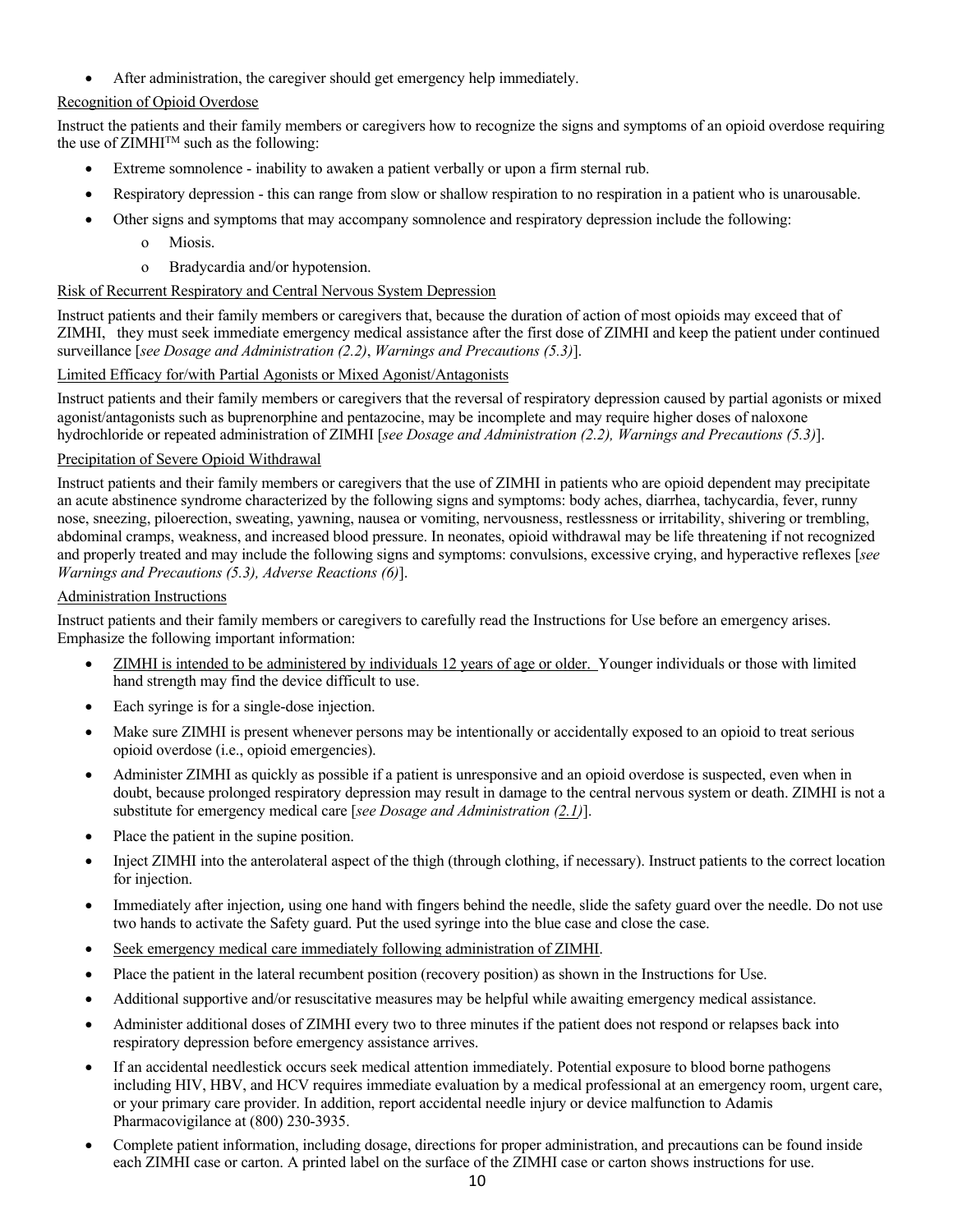- After administration, the caregiver should get emergency help immediately.

Recognition of Opioid Overdose

Instruct the patients and their family members or caregivers how to recognize the signs and symptoms of an opioid overdose requiring the use of ZIMHI™ such as the following:

- Extreme somnolence - inability to awaken a patient verbally or upon a firm sternal rub.
- Respiratory depression - this can range from slow or shallow respiration to no respiration in a patient who is unarousable.
- Other signs and symptoms that may accompany somnolence and respiratory depression include the following:
  - Miosis.
  - Bradycardia and/or hypotension.

Risk of Recurrent Respiratory and Central Nervous System Depression

Instruct patients and their family members or caregivers that, because the duration of action of most opioids may exceed that of ZIMHI, they must seek immediate emergency medical assistance after the first dose of ZIMHI and keep the patient under continued surveillance [*see Dosage and Administration (2.2)*, *Warnings and Precautions (5.3)*].

Limited Efficacy for/with Partial Agonists or Mixed Agonist/Antagonists

Instruct patients and their family members or caregivers that the reversal of respiratory depression caused by partial agonists or mixed agonist/antagonists such as buprenorphine and pentazocine, may be incomplete and may require higher doses of naloxone hydrochloride or repeated administration of ZIMHI [*see Dosage and Administration (2.2), Warnings and Precautions (5.3)*].

Precipitation of Severe Opioid Withdrawal

Instruct patients and their family members or caregivers that the use of ZIMHI in patients who are opioid dependent may precipitate an acute abstinence syndrome characterized by the following signs and symptoms: body aches, diarrhea, tachycardia, fever, runny nose, sneezing, piloerection, sweating, yawning, nausea or vomiting, nervousness, restlessness or irritability, shivering or trembling, abdominal cramps, weakness, and increased blood pressure. In neonates, opioid withdrawal may be life threatening if not recognized and properly treated and may include the following signs and symptoms: convulsions, excessive crying, and hyperactive reflexes [*see Warnings and Precautions (5.3), Adverse Reactions (6)*].

Administration Instructions

Instruct patients and their family members or caregivers to carefully read the Instructions for Use before an emergency arises. Emphasize the following important information:

- ZIMHI is intended to be administered by individuals 12 years of age or older. Younger individuals or those with limited hand strength may find the device difficult to use.
- Each syringe is for a single-dose injection.
- Make sure ZIMHI is present whenever persons may be intentionally or accidentally exposed to an opioid to treat serious opioid overdose (i.e., opioid emergencies).
- Administer ZIMHI as quickly as possible if a patient is unresponsive and an opioid overdose is suspected, even when in doubt, because prolonged respiratory depression may result in damage to the central nervous system or death. ZIMHI is not a substitute for emergency medical care [*see Dosage and Administration (2.1)*].
- Place the patient in the supine position.
- Inject ZIMHI into the anterolateral aspect of the thigh (through clothing, if necessary). Instruct patients to the correct location for injection.
- Immediately after injection, using one hand with fingers behind the needle, slide the safety guard over the needle. Do not use two hands to activate the Safety guard. Put the used syringe into the blue case and close the case.
- Seek emergency medical care immediately following administration of ZIMHI.
- Place the patient in the lateral recumbent position (recovery position) as shown in the Instructions for Use.
- Additional supportive and/or resuscitative measures may be helpful while awaiting emergency medical assistance.
- Administer additional doses of ZIMHI every two to three minutes if the patient does not respond or relapses back into respiratory depression before emergency assistance arrives.
- If an accidental needlestick occurs seek medical attention immediately. Potential exposure to blood borne pathogens including HIV, HBV, and HCV requires immediate evaluation by a medical professional at an emergency room, urgent care, or your primary care provider. In addition, report accidental needle injury or device malfunction to Adamis Pharmacovigilance at (800) 230-3935.
- Complete patient information, including dosage, directions for proper administration, and precautions can be found inside each ZIMHI case or carton. A printed label on the surface of the ZIMHI case or carton shows instructions for use.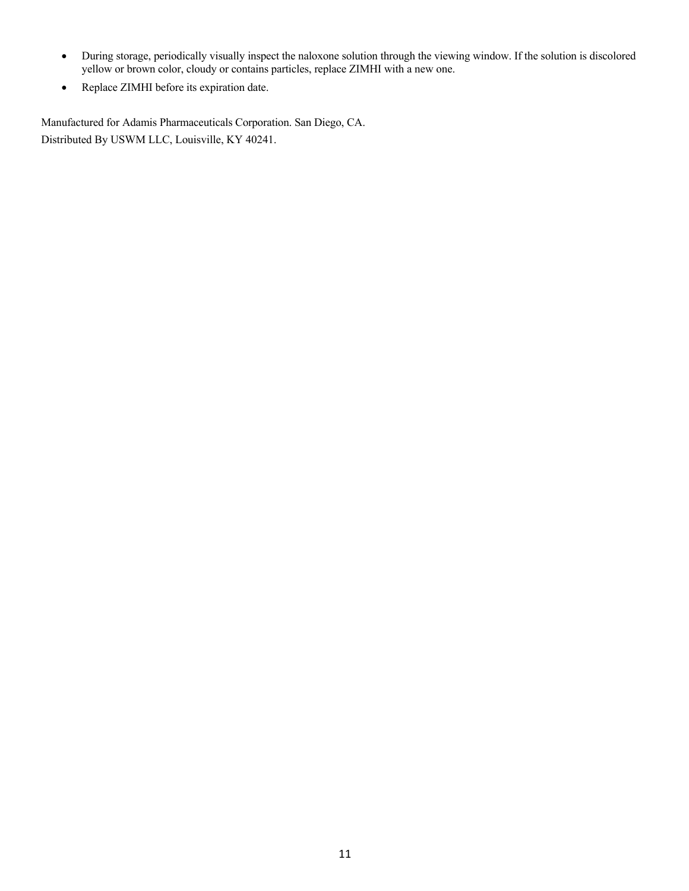- During storage, periodically visually inspect the naloxone solution through the viewing window. If the solution is discolored yellow or brown color, cloudy or contains particles, replace ZIMHI with a new one.
- Replace ZIMHI before its expiration date.

Manufactured for Adamis Pharmaceuticals Corporation. San Diego, CA.
Distributed By USWM LLC, Louisville, KY 40241.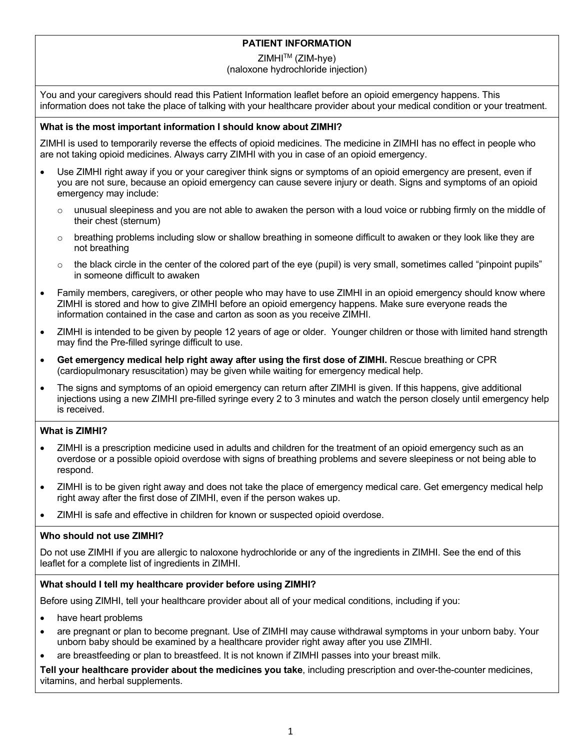# PATIENT INFORMATION

ZIMHI[TM] (ZIM-hye)
(naloxone hydrochloride injection)

You and your caregivers should read this Patient Information leaflet before an opioid emergency happens. This information does not take the place of talking with your healthcare provider about your medical condition or your treatment.

**What is the most important information I should know about ZIMHI?**

ZIMHI is used to temporarily reverse the effects of opioid medicines. The medicine in ZIMHI has no effect in people who are not taking opioid medicines. Always carry ZIMHI with you in case of an opioid emergency.

- Use ZIMHI right away if you or your caregiver think signs or symptoms of an opioid emergency are present, even if you are not sure, because an opioid emergency can cause severe injury or death. Signs and symptoms of an opioid emergency may include:
  - unusual sleepiness and you are not able to awaken the person with a loud voice or rubbing firmly on the middle of their chest (sternum)
  - breathing problems including slow or shallow breathing in someone difficult to awaken or they look like they are not breathing
  - the black circle in the center of the colored part of the eye (pupil) is very small, sometimes called "pinpoint pupils" in someone difficult to awaken
- Family members, caregivers, or other people who may have to use ZIMHI in an opioid emergency should know where ZIMHI is stored and how to give ZIMHI before an opioid emergency happens. Make sure everyone reads the information contained in the case and carton as soon as you receive ZIMHI.
- ZIMHI is intended to be given by people 12 years of age or older. Younger children or those with limited hand strength may find the Pre-filled syringe difficult to use.
- **Get emergency medical help right away after using the first dose of ZIMHI.** Rescue breathing or CPR (cardiopulmonary resuscitation) may be given while waiting for emergency medical help.
- The signs and symptoms of an opioid emergency can return after ZIMHI is given. If this happens, give additional injections using a new ZIMHI pre-filled syringe every 2 to 3 minutes and watch the person closely until emergency help is received.

**What is ZIMHI?**

- ZIMHI is a prescription medicine used in adults and children for the treatment of an opioid emergency such as an overdose or a possible opioid overdose with signs of breathing problems and severe sleepiness or not being able to respond.
- ZIMHI is to be given right away and does not take the place of emergency medical care. Get emergency medical help right away after the first dose of ZIMHI, even if the person wakes up.
- ZIMHI is safe and effective in children for known or suspected opioid overdose.

**Who should not use ZIMHI?**

Do not use ZIMHI if you are allergic to naloxone hydrochloride or any of the ingredients in ZIMHI. See the end of this leaflet for a complete list of ingredients in ZIMHI.

**What should I tell my healthcare provider before using ZIMHI?**

Before using ZIMHI, tell your healthcare provider about all of your medical conditions, including if you:

- have heart problems
- are pregnant or plan to become pregnant. Use of ZIMHI may cause withdrawal symptoms in your unborn baby. Your unborn baby should be examined by a healthcare provider right away after you use ZIMHI.
- are breastfeeding or plan to breastfeed. It is not known if ZIMHI passes into your breast milk.

**Tell your healthcare provider about the medicines you take**, including prescription and over-the-counter medicines, vitamins, and herbal supplements.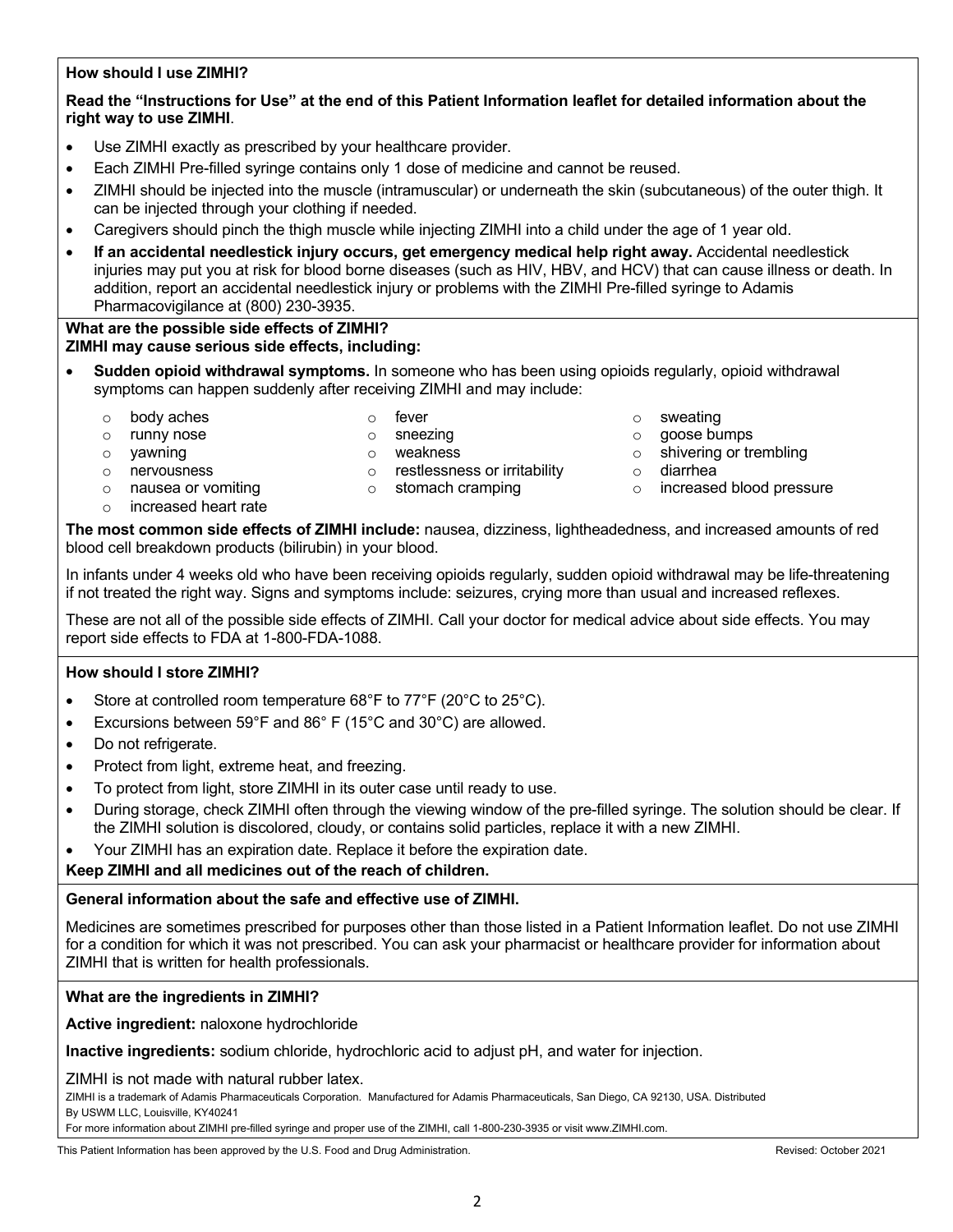**How should I use ZIMHI?**

**Read the "Instructions for Use" at the end of this Patient Information leaflet for detailed information about the right way to use ZIMHI**.

- Use ZIMHI exactly as prescribed by your healthcare provider.
- Each ZIMHI Pre-filled syringe contains only 1 dose of medicine and cannot be reused.
- ZIMHI should be injected into the muscle (intramuscular) or underneath the skin (subcutaneous) of the outer thigh. It can be injected through your clothing if needed.
- Caregivers should pinch the thigh muscle while injecting ZIMHI into a child under the age of 1 year old.
- **If an accidental needlestick injury occurs, get emergency medical help right away.** Accidental needlestick injuries may put you at risk for blood borne diseases (such as HIV, HBV, and HCV) that can cause illness or death. In addition, report an accidental needlestick injury or problems with the ZIMHI Pre-filled syringe to Adamis Pharmacovigilance at (800) 230-3935.

**What are the possible side effects of ZIMHI?**
**ZIMHI may cause serious side effects, including:**

- **Sudden opioid withdrawal symptoms.** In someone who has been using opioids regularly, opioid withdrawal symptoms can happen suddenly after receiving ZIMHI and may include:
  - body aches
  - runny nose
  - yawning
  - nervousness
  - nausea or vomiting
  - increased heart rate
  - fever
  - sneezing
  - weakness
  - restlessness or irritability
  - stomach cramping
  - sweating
  - goose bumps
  - shivering or trembling
  - diarrhea
  - increased blood pressure

**The most common side effects of ZIMHI include:** nausea, dizziness, lightheadedness, and increased amounts of red blood cell breakdown products (bilirubin) in your blood.

In infants under 4 weeks old who have been receiving opioids regularly, sudden opioid withdrawal may be life-threatening if not treated the right way. Signs and symptoms include: seizures, crying more than usual and increased reflexes.

These are not all of the possible side effects of ZIMHI. Call your doctor for medical advice about side effects. You may report side effects to FDA at 1-800-FDA-1088.

**How should I store ZIMHI?**

- Store at controlled room temperature 68°F to 77°F (20°C to 25°C).
- Excursions between 59°F and 86° F (15°C and 30°C) are allowed.
- Do not refrigerate.
- Protect from light, extreme heat, and freezing.
- To protect from light, store ZIMHI in its outer case until ready to use.
- During storage, check ZIMHI often through the viewing window of the pre-filled syringe. The solution should be clear. If the ZIMHI solution is discolored, cloudy, or contains solid particles, replace it with a new ZIMHI.
- Your ZIMHI has an expiration date. Replace it before the expiration date.

**Keep ZIMHI and all medicines out of the reach of children.**

**General information about the safe and effective use of ZIMHI.**

Medicines are sometimes prescribed for purposes other than those listed in a Patient Information leaflet. Do not use ZIMHI for a condition for which it was not prescribed. You can ask your pharmacist or healthcare provider for information about ZIMHI that is written for health professionals.

**What are the ingredients in ZIMHI?**

**Active ingredient:** naloxone hydrochloride

**Inactive ingredients:** sodium chloride, hydrochloric acid to adjust pH, and water for injection.

ZIMHI is not made with natural rubber latex.

ZIMHI is a trademark of Adamis Pharmaceuticals Corporation. Manufactured for Adamis Pharmaceuticals, San Diego, CA 92130, USA. Distributed By USWM LLC, Louisville, KY40241

For more information about ZIMHI pre-filled syringe and proper use of the ZIMHI, call 1-800-230-3935 or visit www.ZIMHI.com.

This Patient Information has been approved by the U.S. Food and Drug Administration. Revised: October 2021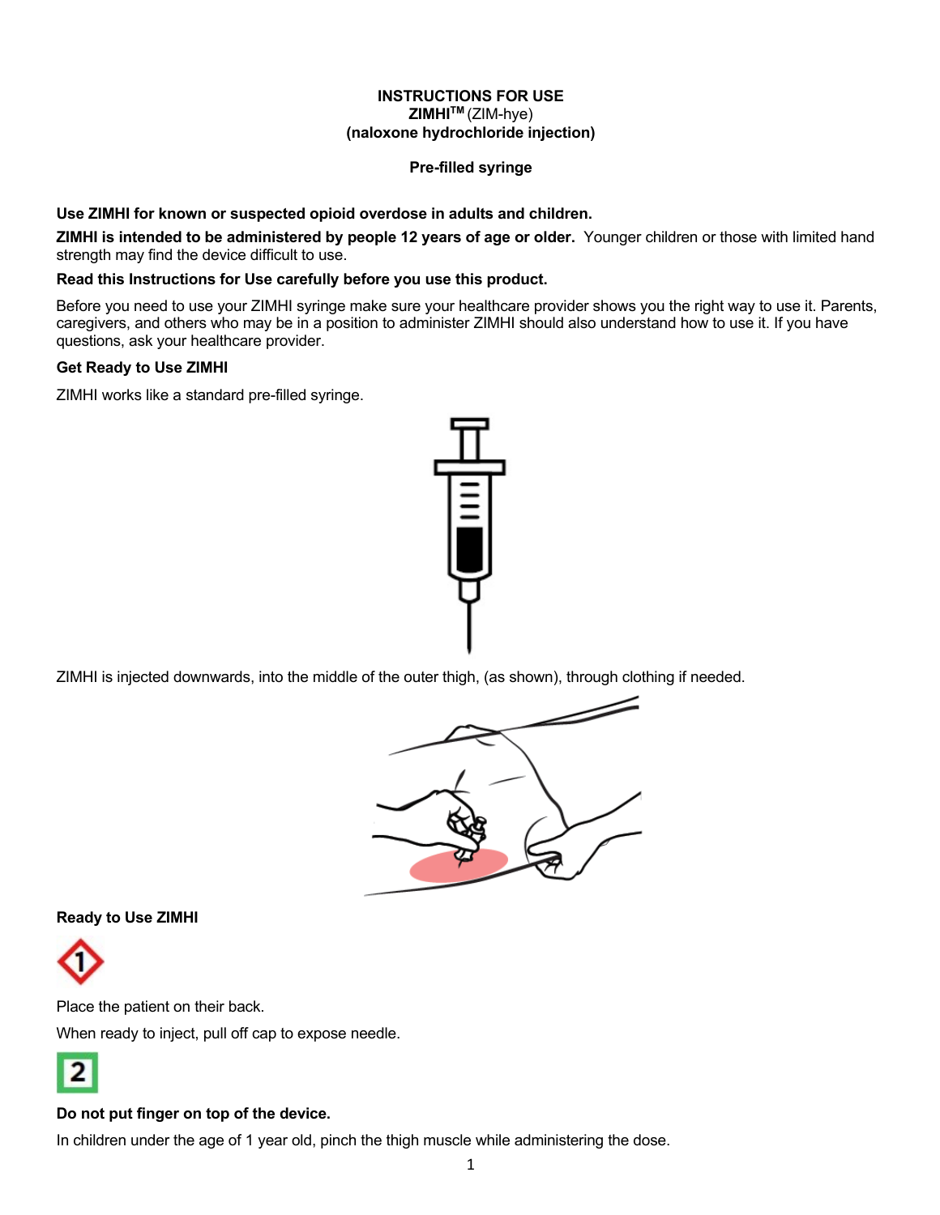**INSTRUCTIONS FOR USE**
**ZIMHI™** (ZIM-hye)
**(naloxone hydrochloride injection)**

**Pre-filled syringe**

**Use ZIMHI for known or suspected opioid overdose in adults and children.**

**ZIMHI is intended to be administered by people 12 years of age or older.** Younger children or those with limited hand strength may find the device difficult to use.

**Read this Instructions for Use carefully before you use this product.**

Before you need to use your ZIMHI syringe make sure your healthcare provider shows you the right way to use it. Parents, caregivers, and others who may be in a position to administer ZIMHI should also understand how to use it. If you have questions, ask your healthcare provider.

**Get Ready to Use ZIMHI**

ZIMHI works like a standard pre-filled syringe.

ZIMHI is injected downwards, into the middle of the outer thigh, (as shown), through clothing if needed.

**Ready to Use ZIMHI**

1

Place the patient on their back.

When ready to inject, pull off cap to expose needle.

2

**Do not put finger on top of the device.**

In children under the age of 1 year old, pinch the thigh muscle while administering the dose.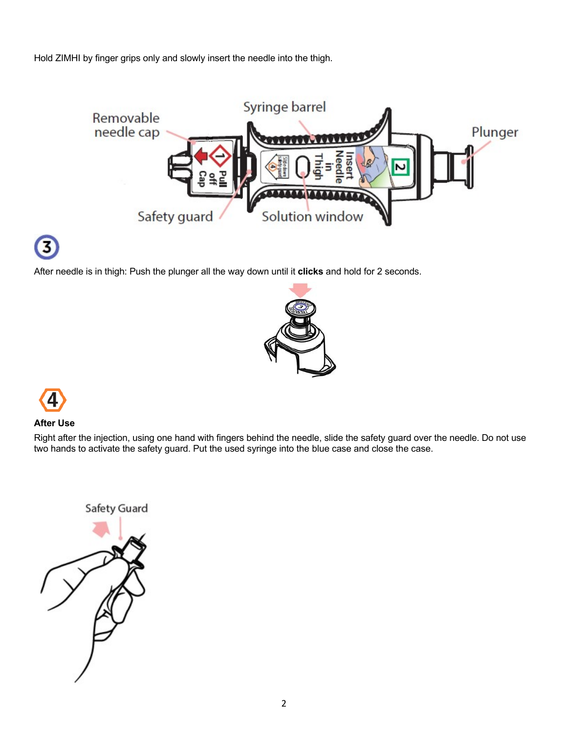Hold ZIMHI by finger grips only and slowly insert the needle into the thigh.

Removable needle cap

Syringe barrel

Plunger

Safety guard

Solution window

3

After needle is in thigh: Push the plunger all the way down until it **clicks** and hold for 2 seconds.

4

**After Use**

Right after the injection, using one hand with fingers behind the needle, slide the safety guard over the needle. Do not use two hands to activate the safety guard. Put the used syringe into the blue case and close the case.

Safety Guard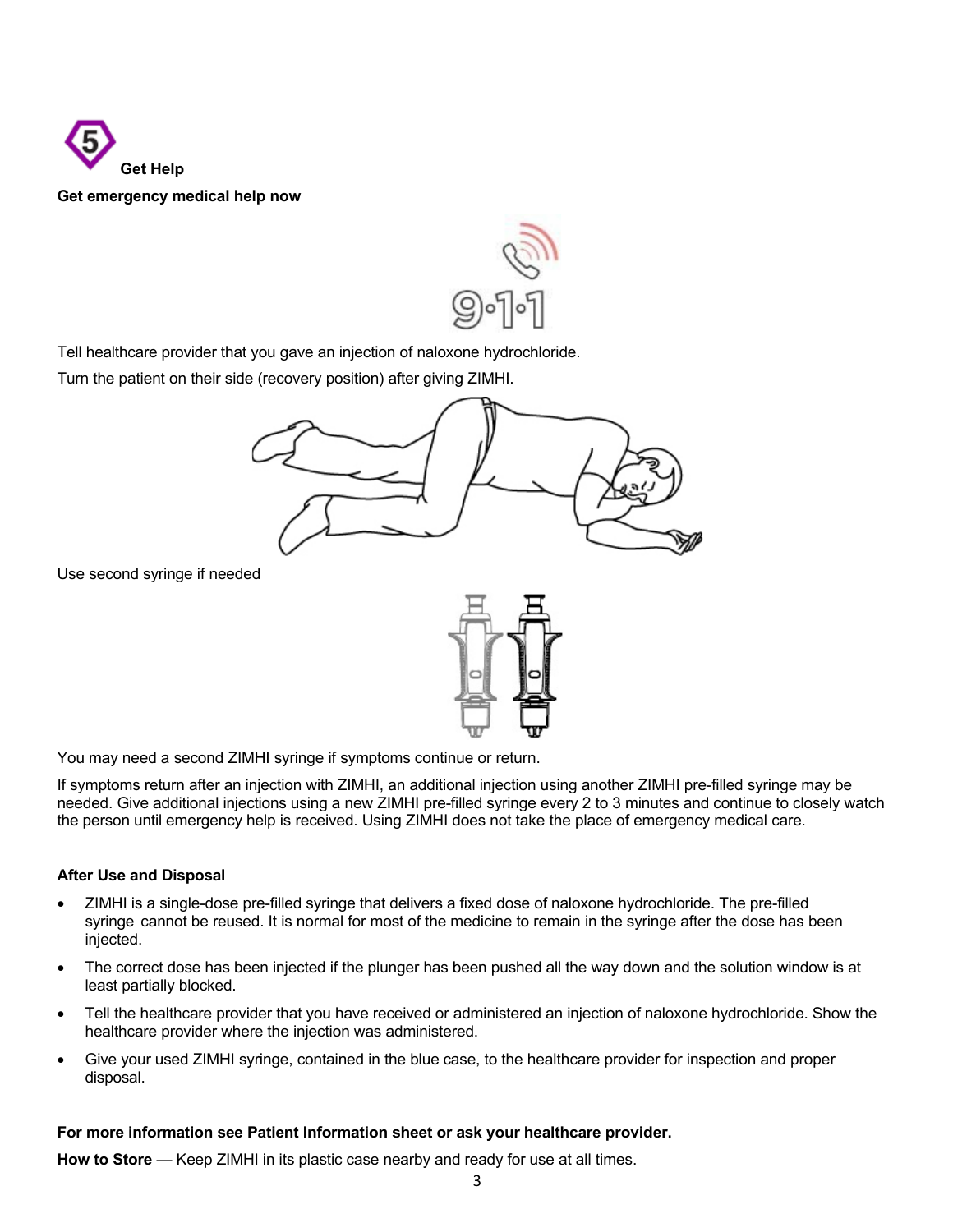**5 Get Help**

**Get emergency medical help now**

Tell healthcare provider that you gave an injection of naloxone hydrochloride.

Turn the patient on their side (recovery position) after giving ZIMHI.

Use second syringe if needed

You may need a second ZIMHI syringe if symptoms continue or return.

If symptoms return after an injection with ZIMHI, an additional injection using another ZIMHI pre-filled syringe may be needed. Give additional injections using a new ZIMHI pre-filled syringe every 2 to 3 minutes and continue to closely watch the person until emergency help is received. Using ZIMHI does not take the place of emergency medical care.

**After Use and Disposal**

- ZIMHI is a single-dose pre-filled syringe that delivers a fixed dose of naloxone hydrochloride. The pre-filled syringe cannot be reused. It is normal for most of the medicine to remain in the syringe after the dose has been injected.
- The correct dose has been injected if the plunger has been pushed all the way down and the solution window is at least partially blocked.
- Tell the healthcare provider that you have received or administered an injection of naloxone hydrochloride. Show the healthcare provider where the injection was administered.
- Give your used ZIMHI syringe, contained in the blue case, to the healthcare provider for inspection and proper disposal.

**For more information see Patient Information sheet or ask your healthcare provider.**

**How to Store** — Keep ZIMHI in its plastic case nearby and ready for use at all times.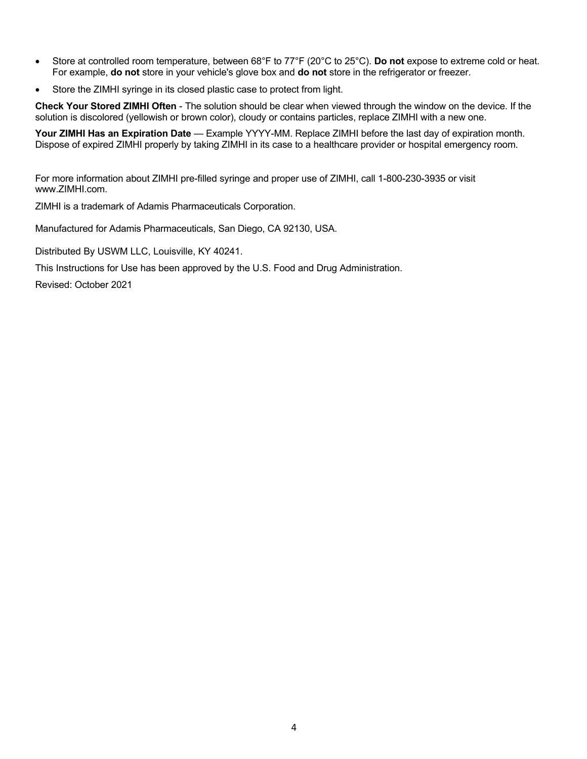- Store at controlled room temperature, between 68°F to 77°F (20°C to 25°C). **Do not** expose to extreme cold or heat. For example, **do not** store in your vehicle's glove box and **do not** store in the refrigerator or freezer.
- Store the ZIMHI syringe in its closed plastic case to protect from light.

**Check Your Stored ZIMHI Often** - The solution should be clear when viewed through the window on the device. If the solution is discolored (yellowish or brown color), cloudy or contains particles, replace ZIMHI with a new one.

**Your ZIMHI Has an Expiration Date** — Example YYYY-MM. Replace ZIMHI before the last day of expiration month. Dispose of expired ZIMHI properly by taking ZIMHI in its case to a healthcare provider or hospital emergency room.

For more information about ZIMHI pre-filled syringe and proper use of ZIMHI, call 1-800-230-3935 or visit www.ZIMHI.com.

ZIMHI is a trademark of Adamis Pharmaceuticals Corporation.

Manufactured for Adamis Pharmaceuticals, San Diego, CA 92130, USA.

Distributed By USWM LLC, Louisville, KY 40241.

This Instructions for Use has been approved by the U.S. Food and Drug Administration.

Revised: October 2021